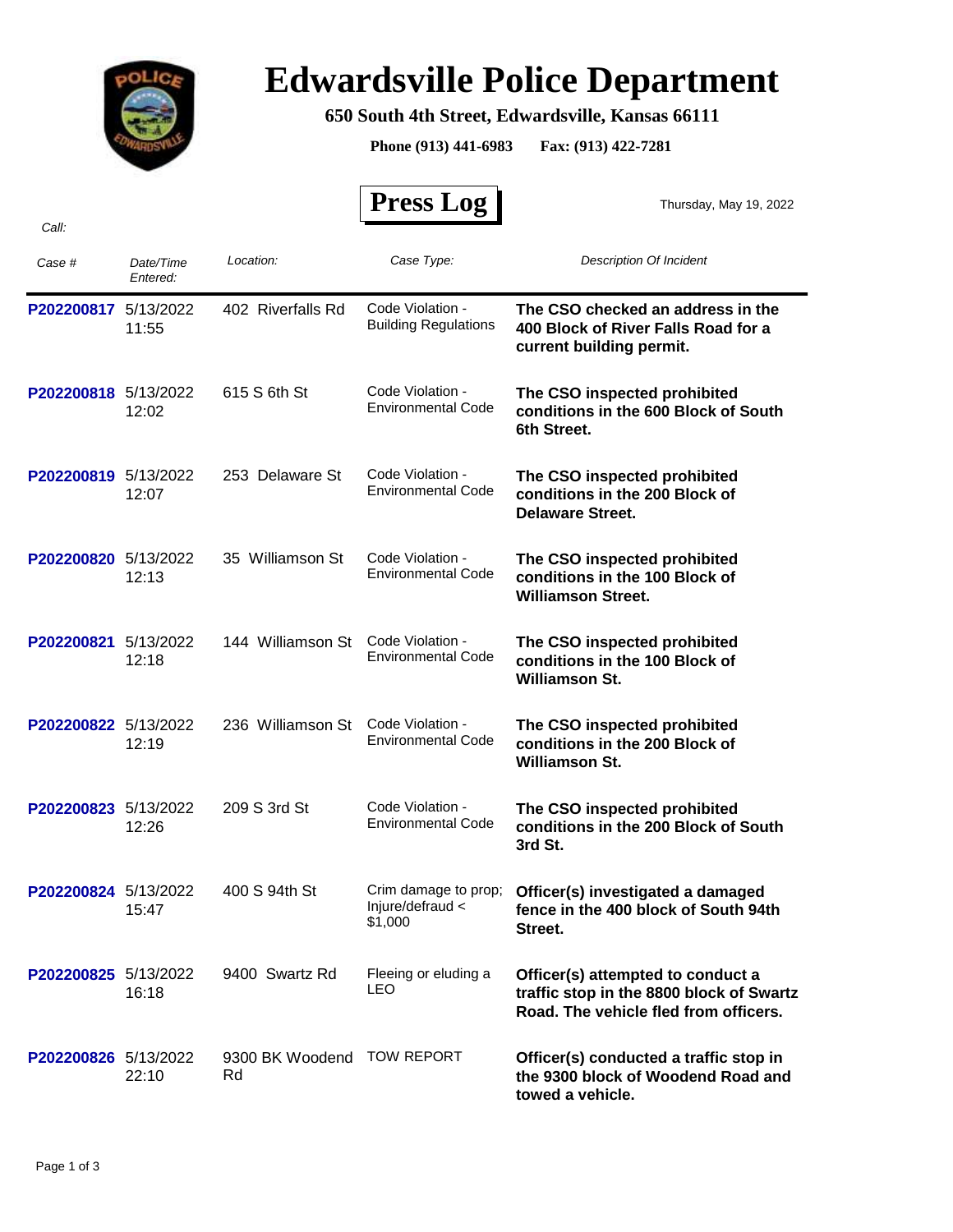# Edwardsville Police Department

**650 South 4th Street, Edwardsville, Kansas 66111**

**Phone (913) 441-6983 Fax: (913) 422-7281**

## Press Log

Thursday, May 19, 2022

*Call:*

| *Case #* | *Date/Time Entered:* | *Location:* | *Case Type:* | *Description Of Incident* |
|---|---|---|---|---|
| P202200817 | 5/13/2022 11:55 | 402 Riverfalls Rd | Code Violation - Building Regulations | **The CSO checked an address in the 400 Block of River Falls Road for a current building permit.** |
| P202200818 | 5/13/2022 12:02 | 615 S 6th St | Code Violation - Environmental Code | **The CSO inspected prohibited conditions in the 600 Block of South 6th Street.** |
| P202200819 | 5/13/2022 12:07 | 253 Delaware St | Code Violation - Environmental Code | **The CSO inspected prohibited conditions in the 200 Block of Delaware Street.** |
| P202200820 | 5/13/2022 12:13 | 35 Williamson St | Code Violation - Environmental Code | **The CSO inspected prohibited conditions in the 100 Block of Williamson Street.** |
| P202200821 | 5/13/2022 12:18 | 144 Williamson St | Code Violation - Environmental Code | **The CSO inspected prohibited conditions in the 100 Block of Williamson St.** |
| P202200822 | 5/13/2022 12:19 | 236 Williamson St | Code Violation - Environmental Code | **The CSO inspected prohibited conditions in the 200 Block of Williamson St.** |
| P202200823 | 5/13/2022 12:26 | 209 S 3rd St | Code Violation - Environmental Code | **The CSO inspected prohibited conditions in the 200 Block of South 3rd St.** |
| P202200824 | 5/13/2022 15:47 | 400 S 94th St | Crim damage to prop; Injure/defraud < $1,000 | **Officer(s) investigated a damaged fence in the 400 block of South 94th Street.** |
| P202200825 | 5/13/2022 16:18 | 9400 Swartz Rd | Fleeing or eluding a LEO | **Officer(s) attempted to conduct a traffic stop in the 8800 block of Swartz Road. The vehicle fled from officers.** |
| P202200826 | 5/13/2022 22:10 | 9300 BK Woodend Rd | TOW REPORT | **Officer(s) conducted a traffic stop in the 9300 block of Woodend Road and towed a vehicle.** |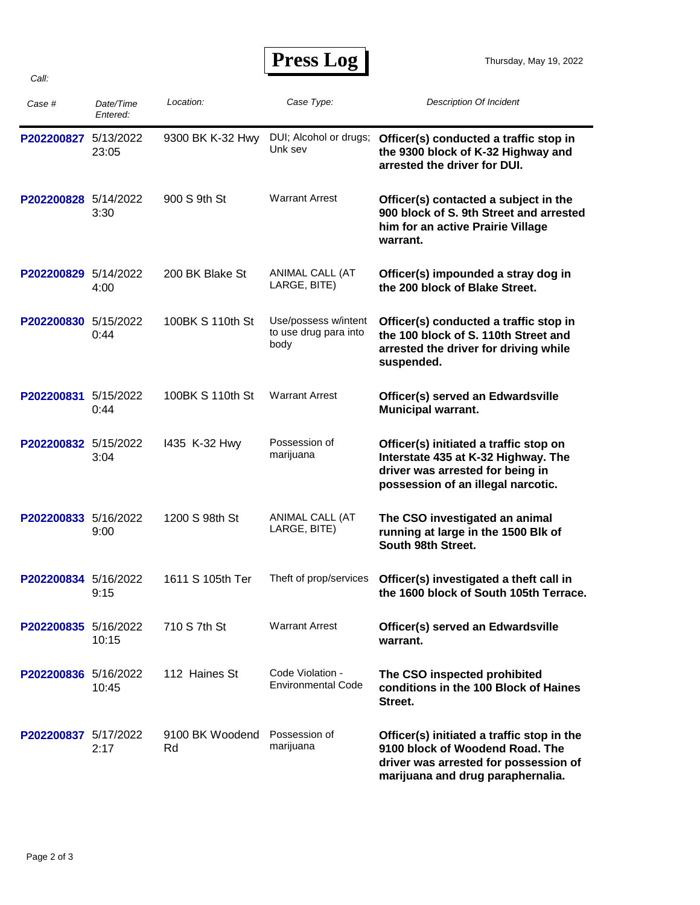# Press Log

Thursday, May 19, 2022

*Call:*

| *Case #* | *Date/Time Entered:* | *Location:* | *Case Type:* | *Description Of Incident* |
|---|---|---|---|---|
| P202200827 | 5/13/2022 23:05 | 9300 BK K-32 Hwy | DUI; Alcohol or drugs; Unk sev | **Officer(s) conducted a traffic stop in the 9300 block of K-32 Highway and arrested the driver for DUI.** |
| P202200828 | 5/14/2022 3:30 | 900 S 9th St | Warrant Arrest | **Officer(s) contacted a subject in the 900 block of S. 9th Street and arrested him for an active Prairie Village warrant.** |
| P202200829 | 5/14/2022 4:00 | 200 BK Blake St | ANIMAL CALL (AT LARGE, BITE) | **Officer(s) impounded a stray dog in the 200 block of Blake Street.** |
| P202200830 | 5/15/2022 0:44 | 100BK S 110th St | Use/possess w/intent to use drug para into body | **Officer(s) conducted a traffic stop in the 100 block of S. 110th Street and arrested the driver for driving while suspended.** |
| P202200831 | 5/15/2022 0:44 | 100BK S 110th St | Warrant Arrest | **Officer(s) served an Edwardsville Municipal warrant.** |
| P202200832 | 5/15/2022 3:04 | I435 K-32 Hwy | Possession of marijuana | **Officer(s) initiated a traffic stop on Interstate 435 at K-32 Highway. The driver was arrested for being in possession of an illegal narcotic.** |
| P202200833 | 5/16/2022 9:00 | 1200 S 98th St | ANIMAL CALL (AT LARGE, BITE) | **The CSO investigated an animal running at large in the 1500 Blk of South 98th Street.** |
| P202200834 | 5/16/2022 9:15 | 1611 S 105th Ter | Theft of prop/services | **Officer(s) investigated a theft call in the 1600 block of South 105th Terrace.** |
| P202200835 | 5/16/2022 10:15 | 710 S 7th St | Warrant Arrest | **Officer(s) served an Edwardsville warrant.** |
| P202200836 | 5/16/2022 10:45 | 112 Haines St | Code Violation - Environmental Code | **The CSO inspected prohibited conditions in the 100 Block of Haines Street.** |
| P202200837 | 5/17/2022 2:17 | 9100 BK Woodend Rd | Possession of marijuana | **Officer(s) initiated a traffic stop in the 9100 block of Woodend Road. The driver was arrested for possession of marijuana and drug paraphernalia.** |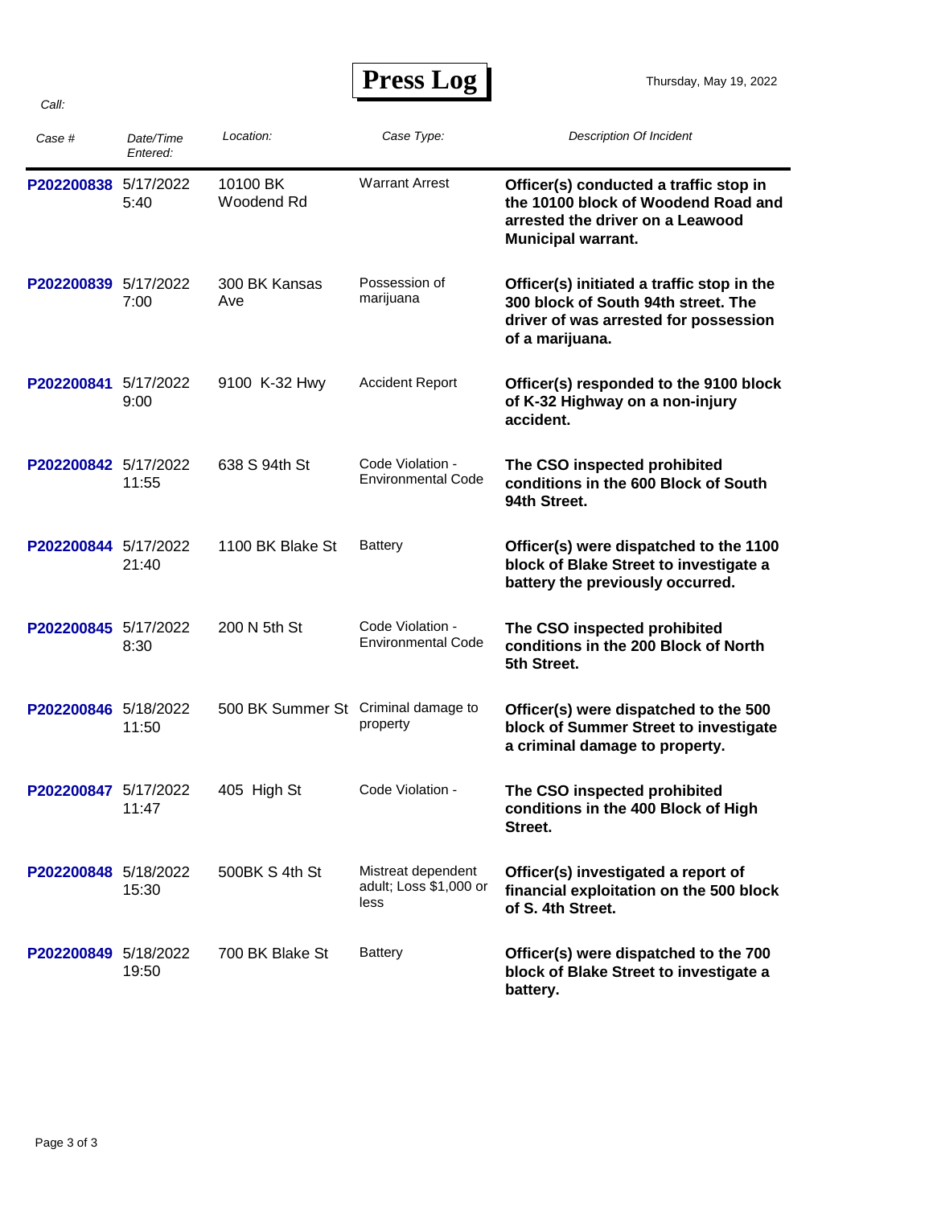# Press Log

Thursday, May 19, 2022

*Call:*

| *Case #* | *Date/Time Entered:* | *Location:* | *Case Type:* | *Description Of Incident* |
|---|---|---|---|---|
| P202200838 | 5/17/2022 5:40 | 10100 BK Woodend Rd | Warrant Arrest | **Officer(s) conducted a traffic stop in the 10100 block of Woodend Road and arrested the driver on a Leawood Municipal warrant.** |
| P202200839 | 5/17/2022 7:00 | 300 BK Kansas Ave | Possession of marijuana | **Officer(s) initiated a traffic stop in the 300 block of South 94th street. The driver of was arrested for possession of a marijuana.** |
| P202200841 | 5/17/2022 9:00 | 9100 K-32 Hwy | Accident Report | **Officer(s) responded to the 9100 block of K-32 Highway on a non-injury accident.** |
| P202200842 | 5/17/2022 11:55 | 638 S 94th St | Code Violation - Environmental Code | **The CSO inspected prohibited conditions in the 600 Block of South 94th Street.** |
| P202200844 | 5/17/2022 21:40 | 1100 BK Blake St | Battery | **Officer(s) were dispatched to the 1100 block of Blake Street to investigate a battery the previously occurred.** |
| P202200845 | 5/17/2022 8:30 | 200 N 5th St | Code Violation - Environmental Code | **The CSO inspected prohibited conditions in the 200 Block of North 5th Street.** |
| P202200846 | 5/18/2022 11:50 | 500 BK Summer St | Criminal damage to property | **Officer(s) were dispatched to the 500 block of Summer Street to investigate a criminal damage to property.** |
| P202200847 | 5/17/2022 11:47 | 405 High St | Code Violation - | **The CSO inspected prohibited conditions in the 400 Block of High Street.** |
| P202200848 | 5/18/2022 15:30 | 500BK S 4th St | Mistreat dependent adult; Loss $1,000 or less | **Officer(s) investigated a report of financial exploitation on the 500 block of S. 4th Street.** |
| P202200849 | 5/18/2022 19:50 | 700 BK Blake St | Battery | **Officer(s) were dispatched to the 700 block of Blake Street to investigate a battery.** |